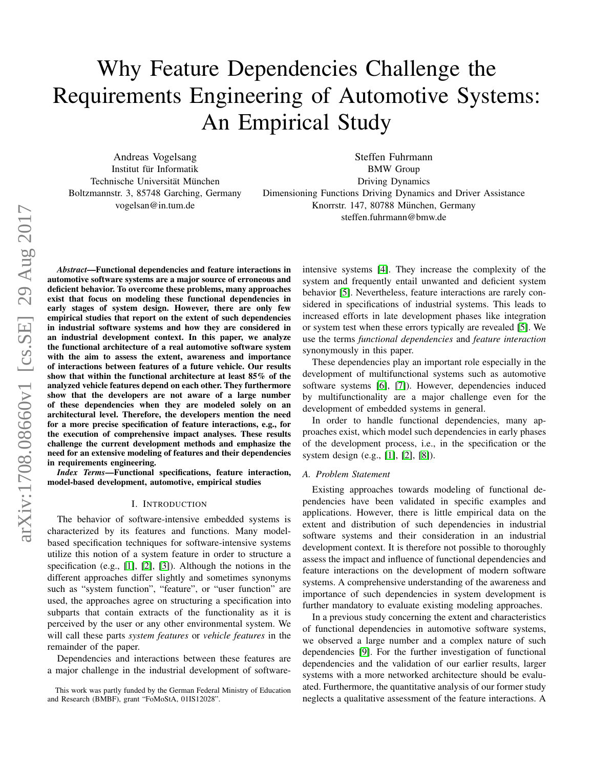# Why Feature Dependencies Challenge the Requirements Engineering of Automotive Systems: An Empirical Study

Andreas Vogelsang
Institut für Informatik
Technische Universität München
Boltzmannstr. 3, 85748 Garching, Germany
vogelsan@in.tum.de

Steffen Fuhrmann
BMW Group
Driving Dynamics
Dimensioning Functions Driving Dynamics and Driver Assistance
Knorrstr. 147, 80788 München, Germany
steffen.fuhrmann@bmw.de

***Abstract*—Functional dependencies and feature interactions in automotive software systems are a major source of erroneous and deficient behavior. To overcome these problems, many approaches exist that focus on modeling these functional dependencies in early stages of system design. However, there are only few empirical studies that report on the extent of such dependencies in industrial software systems and how they are considered in an industrial development context. In this paper, we analyze the functional architecture of a real automotive software system with the aim to assess the extent, awareness and importance of interactions between features of a future vehicle. Our results show that within the functional architecture at least 85% of the analyzed vehicle features depend on each other. They furthermore show that the developers are not aware of a large number of these dependencies when they are modeled solely on an architectural level. Therefore, the developers mention the need for a more precise specification of feature interactions, e.g., for the execution of comprehensive impact analyses. These results challenge the current development methods and emphasize the need for an extensive modeling of features and their dependencies in requirements engineering.**

***Index Terms*—Functional specifications, feature interaction, model-based development, automotive, empirical studies**

## I. Introduction

The behavior of software-intensive embedded systems is characterized by its features and functions. Many model-based specification techniques for software-intensive systems utilize this notion of a system feature in order to structure a specification (e.g., [1], [2], [3]). Although the notions in the different approaches differ slightly and sometimes synonyms such as "system function", "feature", or "user function" are used, the approaches agree on structuring a specification into subparts that contain extracts of the functionality as it is perceived by the user or any other environmental system. We will call these parts *system features* or *vehicle features* in the remainder of the paper.

Dependencies and interactions between these features are a major challenge in the industrial development of software-intensive systems [4]. They increase the complexity of the system and frequently entail unwanted and deficient system behavior [5]. Nevertheless, feature interactions are rarely considered in specifications of industrial systems. This leads to increased efforts in late development phases like integration or system test when these errors typically are revealed [5]. We use the terms *functional dependencies* and *feature interaction* synonymously in this paper.

These dependencies play an important role especially in the development of multifunctional systems such as automotive software systems [6], [7]). However, dependencies induced by multifunctionality are a major challenge even for the development of embedded systems in general.

In order to handle functional dependencies, many approaches exist, which model such dependencies in early phases of the development process, i.e., in the specification or the system design (e.g., [1], [2], [8]).

### A. Problem Statement

Existing approaches towards modeling of functional dependencies have been validated in specific examples and applications. However, there is little empirical data on the extent and distribution of such dependencies in industrial software systems and their consideration in an industrial development context. It is therefore not possible to thoroughly assess the impact and influence of functional dependencies and feature interactions on the development of modern software systems. A comprehensive understanding of the awareness and importance of such dependencies in system development is further mandatory to evaluate existing modeling approaches.

In a previous study concerning the extent and characteristics of functional dependencies in automotive software systems, we observed a large number and a complex nature of such dependencies [9]. For the further investigation of functional dependencies and the validation of our earlier results, larger systems with a more networked architecture should be evaluated. Furthermore, the quantitative analysis of our former study neglects a qualitative assessment of the feature interactions. A

This work was partly funded by the German Federal Ministry of Education and Research (BMBF), grant "FoMoStA, 01IS12028".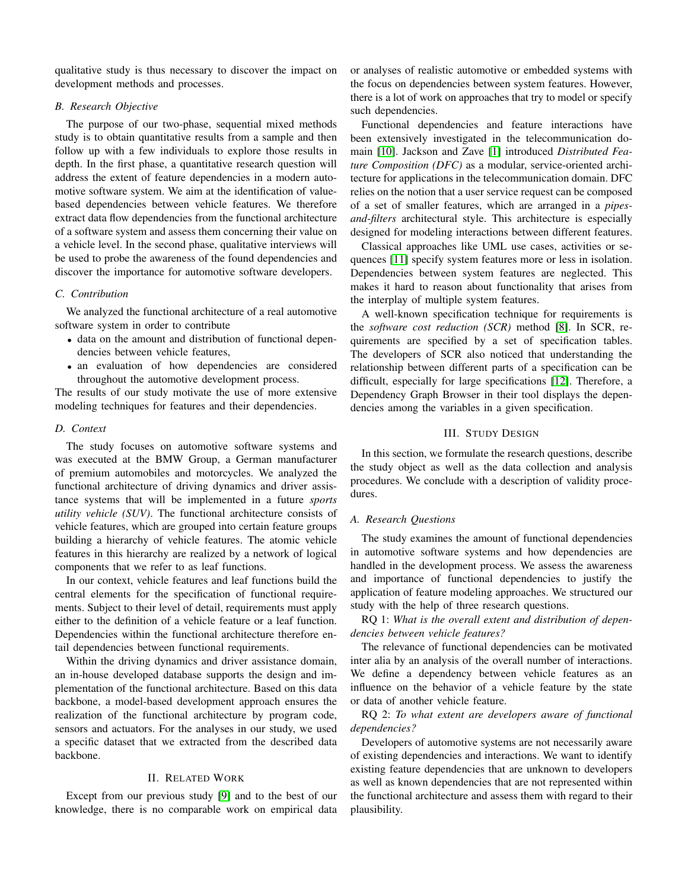qualitative study is thus necessary to discover the impact on development methods and processes.

### B. Research Objective

The purpose of our two-phase, sequential mixed methods study is to obtain quantitative results from a sample and then follow up with a few individuals to explore those results in depth. In the first phase, a quantitative research question will address the extent of feature dependencies in a modern automotive software system. We aim at the identification of value-based dependencies between vehicle features. We therefore extract data flow dependencies from the functional architecture of a software system and assess them concerning their value on a vehicle level. In the second phase, qualitative interviews will be used to probe the awareness of the found dependencies and discover the importance for automotive software developers.

### C. Contribution

We analyzed the functional architecture of a real automotive software system in order to contribute

- data on the amount and distribution of functional dependencies between vehicle features,
- an evaluation of how dependencies are considered throughout the automotive development process.

The results of our study motivate the use of more extensive modeling techniques for features and their dependencies.

### D. Context

The study focuses on automotive software systems and was executed at the BMW Group, a German manufacturer of premium automobiles and motorcycles. We analyzed the functional architecture of driving dynamics and driver assistance systems that will be implemented in a future *sports utility vehicle (SUV)*. The functional architecture consists of vehicle features, which are grouped into certain feature groups building a hierarchy of vehicle features. The atomic vehicle features in this hierarchy are realized by a network of logical components that we refer to as leaf functions.

In our context, vehicle features and leaf functions build the central elements for the specification of functional requirements. Subject to their level of detail, requirements must apply either to the definition of a vehicle feature or a leaf function. Dependencies within the functional architecture therefore entail dependencies between functional requirements.

Within the driving dynamics and driver assistance domain, an in-house developed database supports the design and implementation of the functional architecture. Based on this data backbone, a model-based development approach ensures the realization of the functional architecture by program code, sensors and actuators. For the analyses in our study, we used a specific dataset that we extracted from the described data backbone.

## II. Related Work

Except from our previous study [9] and to the best of our knowledge, there is no comparable work on empirical data or analyses of realistic automotive or embedded systems with the focus on dependencies between system features. However, there is a lot of work on approaches that try to model or specify such dependencies.

Functional dependencies and feature interactions have been extensively investigated in the telecommunication domain [10]. Jackson and Zave [1] introduced *Distributed Feature Composition (DFC)* as a modular, service-oriented architecture for applications in the telecommunication domain. DFC relies on the notion that a user service request can be composed of a set of smaller features, which are arranged in a *pipes-and-filters* architectural style. This architecture is especially designed for modeling interactions between different features.

Classical approaches like UML use cases, activities or sequences [11] specify system features more or less in isolation. Dependencies between system features are neglected. This makes it hard to reason about functionality that arises from the interplay of multiple system features.

A well-known specification technique for requirements is the *software cost reduction (SCR)* method [8]. In SCR, requirements are specified by a set of specification tables. The developers of SCR also noticed that understanding the relationship between different parts of a specification can be difficult, especially for large specifications [12]. Therefore, a Dependency Graph Browser in their tool displays the dependencies among the variables in a given specification.

## III. Study Design

In this section, we formulate the research questions, describe the study object as well as the data collection and analysis procedures. We conclude with a description of validity procedures.

### A. Research Questions

The study examines the amount of functional dependencies in automotive software systems and how dependencies are handled in the development process. We assess the awareness and importance of functional dependencies to justify the application of feature modeling approaches. We structured our study with the help of three research questions.

RQ 1: *What is the overall extent and distribution of dependencies between vehicle features?*

The relevance of functional dependencies can be motivated inter alia by an analysis of the overall number of interactions. We define a dependency between vehicle features as an influence on the behavior of a vehicle feature by the state or data of another vehicle feature.

RQ 2: *To what extent are developers aware of functional dependencies?*

Developers of automotive systems are not necessarily aware of existing dependencies and interactions. We want to identify existing feature dependencies that are unknown to developers as well as known dependencies that are not represented within the functional architecture and assess them with regard to their plausibility.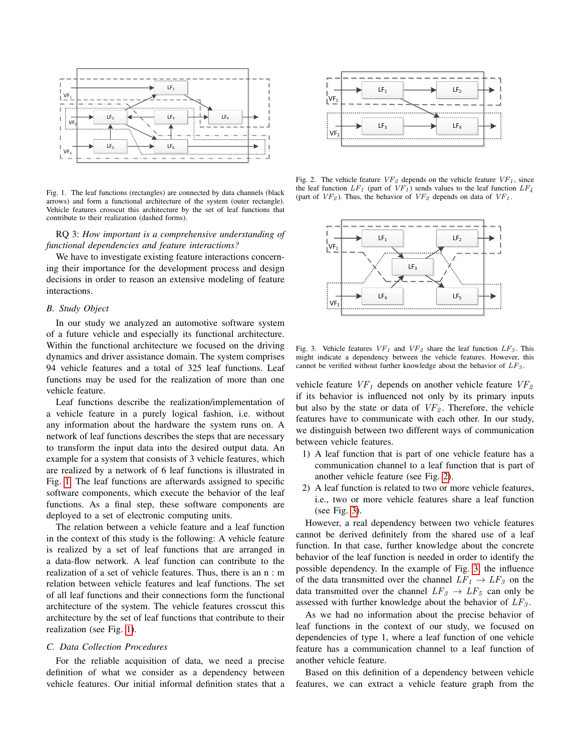Fig. 1. The leaf functions (rectangles) are connected by data channels (black arrows) and form a functional architecture of the system (outer rectangle). Vehicle features crosscut this architecture by the set of leaf functions that contribute to their realization (dashed forms).

RQ 3: *How important is a comprehensive understanding of functional dependencies and feature interactions?*

We have to investigate existing feature interactions concerning their importance for the development process and design decisions in order to reason an extensive modeling of feature interactions.

### *B. Study Object*

In our study we analyzed an automotive software system of a future vehicle and especially its functional architecture. Within the functional architecture we focused on the driving dynamics and driver assistance domain. The system comprises 94 vehicle features and a total of 325 leaf functions. Leaf functions may be used for the realization of more than one vehicle feature.

Leaf functions describe the realization/implementation of a vehicle feature in a purely logical fashion, i.e. without any information about the hardware the system runs on. A network of leaf functions describes the steps that are necessary to transform the input data into the desired output data. An example for a system that consists of 3 vehicle features, which are realized by a network of 6 leaf functions is illustrated in Fig. 1. The leaf functions are afterwards assigned to specific software components, which execute the behavior of the leaf functions. As a final step, these software components are deployed to a set of electronic computing units.

The relation between a vehicle feature and a leaf function in the context of this study is the following: A vehicle feature is realized by a set of leaf functions that are arranged in a data-flow network. A leaf function can contribute to the realization of a set of vehicle features. Thus, there is an n : m relation between vehicle features and leaf functions. The set of all leaf functions and their connections form the functional architecture of the system. The vehicle features crosscut this architecture by the set of leaf functions that contribute to their realization (see Fig. 1).

### *C. Data Collection Procedures*

For the reliable acquisition of data, we need a precise definition of what we consider as a dependency between vehicle features. Our initial informal definition states that a vehicle feature $VF_1$ depends on another vehicle feature $VF_2$ if its behavior is influenced not only by its primary inputs but also by the state or data of $VF_2$. Therefore, the vehicle features have to communicate with each other. In our study, we distinguish between two different ways of communication between vehicle features.

1) A leaf function that is part of one vehicle feature has a communication channel to a leaf function that is part of another vehicle feature (see Fig. 2).
2) A leaf function is related to two or more vehicle features, i.e., two or more vehicle features share a leaf function (see Fig. 3).

Fig. 2. The vehicle feature $VF_2$ depends on the vehicle feature $VF_1$, since the leaf function $LF_1$ (part of $VF_1$) sends values to the leaf function $LF_4$ (part of $VF_2$). Thus, the behavior of $VF_2$ depends on data of $VF_1$.

Fig. 3. Vehicle features $VF_1$ and $VF_2$ share the leaf function $LF_3$. This might indicate a dependency between the vehicle features. However, this cannot be verified without further knowledge about the behavior of $LF_3$.

However, a real dependency between two vehicle features cannot be derived definitely from the shared use of a leaf function. In that case, further knowledge about the concrete behavior of the leaf function is needed in order to identify the possible dependency. In the example of Fig. 3, the influence of the data transmitted over the channel $LF_1 \rightarrow LF_3$ on the data transmitted over the channel $LF_3 \rightarrow LF_5$ can only be assessed with further knowledge about the behavior of $LF_3$.

As we had no information about the precise behavior of leaf functions in the context of our study, we focused on dependencies of type 1, where a leaf function of one vehicle feature has a communication channel to a leaf function of another vehicle feature.

Based on this definition of a dependency between vehicle features, we can extract a vehicle feature graph from the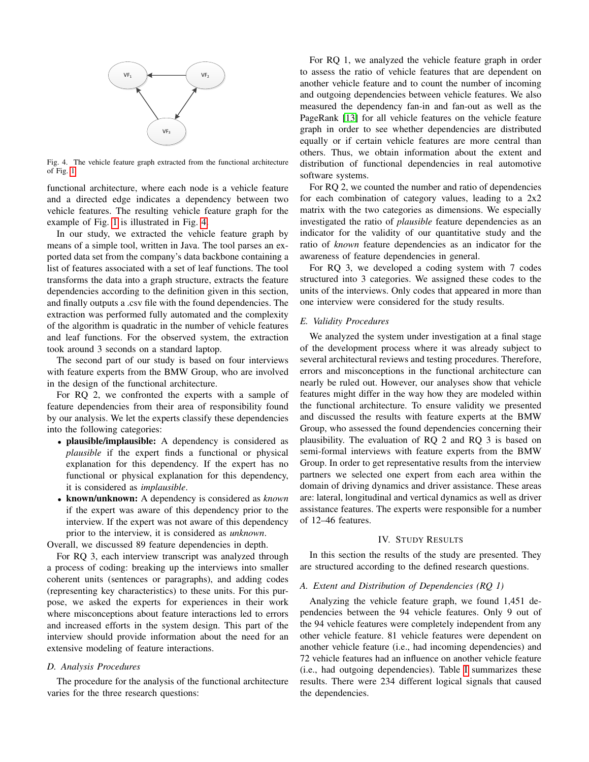VF₁

VF₂

VF₃

Fig. 4. The vehicle feature graph extracted from the functional architecture of Fig. 1

functional architecture, where each node is a vehicle feature and a directed edge indicates a dependency between two vehicle features. The resulting vehicle feature graph for the example of Fig. 1 is illustrated in Fig. 4.

In our study, we extracted the vehicle feature graph by means of a simple tool, written in Java. The tool parses an exported data set from the company's data backbone containing a list of features associated with a set of leaf functions. The tool transforms the data into a graph structure, extracts the feature dependencies according to the definition given in this section, and finally outputs a .csv file with the found dependencies. The extraction was performed fully automated and the complexity of the algorithm is quadratic in the number of vehicle features and leaf functions. For the observed system, the extraction took around 3 seconds on a standard laptop.

The second part of our study is based on four interviews with feature experts from the BMW Group, who are involved in the design of the functional architecture.

For RQ 2, we confronted the experts with a sample of feature dependencies from their area of responsibility found by our analysis. We let the experts classify these dependencies into the following categories:

- **plausible/implausible:** A dependency is considered as *plausible* if the expert finds a functional or physical explanation for this dependency. If the expert has no functional or physical explanation for this dependency, it is considered as *implausible*.
- **known/unknown:** A dependency is considered as *known* if the expert was aware of this dependency prior to the interview. If the expert was not aware of this dependency prior to the interview, it is considered as *unknown*.

Overall, we discussed 89 feature dependencies in depth.

For RQ 3, each interview transcript was analyzed through a process of coding: breaking up the interviews into smaller coherent units (sentences or paragraphs), and adding codes (representing key characteristics) to these units. For this purpose, we asked the experts for experiences in their work where misconceptions about feature interactions led to errors and increased efforts in the system design. This part of the interview should provide information about the need for an extensive modeling of feature interactions.

### D. Analysis Procedures

The procedure for the analysis of the functional architecture varies for the three research questions:

For RQ 1, we analyzed the vehicle feature graph in order to assess the ratio of vehicle features that are dependent on another vehicle feature and to count the number of incoming and outgoing dependencies between vehicle features. We also measured the dependency fan-in and fan-out as well as the PageRank [13] for all vehicle features on the vehicle feature graph in order to see whether dependencies are distributed equally or if certain vehicle features are more central than others. Thus, we obtain information about the extent and distribution of functional dependencies in real automotive software systems.

For RQ 2, we counted the number and ratio of dependencies for each combination of category values, leading to a 2x2 matrix with the two categories as dimensions. We especially investigated the ratio of *plausible* feature dependencies as an indicator for the validity of our quantitative study and the ratio of *known* feature dependencies as an indicator for the awareness of feature dependencies in general.

For RQ 3, we developed a coding system with 7 codes structured into 3 categories. We assigned these codes to the units of the interviews. Only codes that appeared in more than one interview were considered for the study results.

### E. Validity Procedures

We analyzed the system under investigation at a final stage of the development process where it was already subject to several architectural reviews and testing procedures. Therefore, errors and misconceptions in the functional architecture can nearly be ruled out. However, our analyses show that vehicle features might differ in the way how they are modeled within the functional architecture. To ensure validity we presented and discussed the results with feature experts at the BMW Group, who assessed the found dependencies concerning their plausibility. The evaluation of RQ 2 and RQ 3 is based on semi-formal interviews with feature experts from the BMW Group. In order to get representative results from the interview partners we selected one expert from each area within the domain of driving dynamics and driver assistance. These areas are: lateral, longitudinal and vertical dynamics as well as driver assistance features. The experts were responsible for a number of 12–46 features.

## IV. Study Results

In this section the results of the study are presented. They are structured according to the defined research questions.

### A. Extent and Distribution of Dependencies (RQ 1)

Analyzing the vehicle feature graph, we found 1,451 dependencies between the 94 vehicle features. Only 9 out of the 94 vehicle features were completely independent from any other vehicle feature. 81 vehicle features were dependent on another vehicle feature (i.e., had incoming dependencies) and 72 vehicle features had an influence on another vehicle feature (i.e., had outgoing dependencies). Table I summarizes these results. There were 234 different logical signals that caused the dependencies.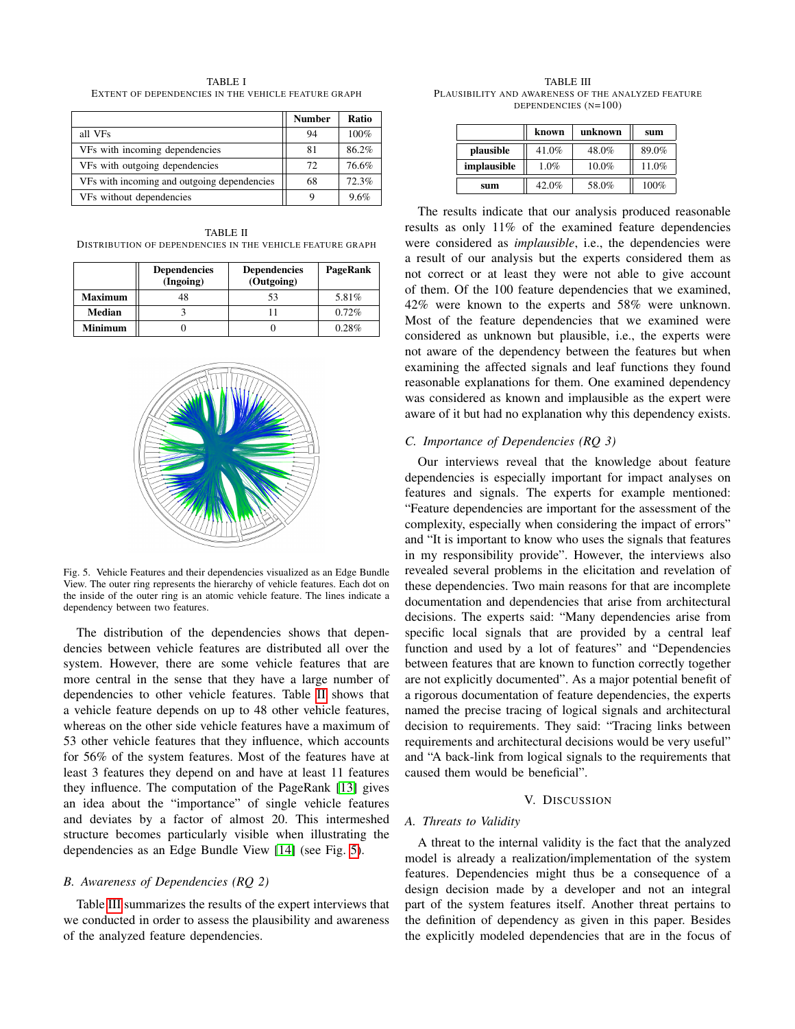TABLE I
EXTENT OF DEPENDENCIES IN THE VEHICLE FEATURE GRAPH

| | Number | Ratio |
|---|---|---|
| all VFs | 94 | 100% |
| VFs with incoming dependencies | 81 | 86.2% |
| VFs with outgoing dependencies | 72 | 76.6% |
| VFs with incoming and outgoing dependencies | 68 | 72.3% |
| VFs without dependencies | 9 | 9.6% |

TABLE II
DISTRIBUTION OF DEPENDENCIES IN THE VEHICLE FEATURE GRAPH

| | Dependencies (Ingoing) | Dependencies (Outgoing) | PageRank |
|---|---|---|---|
| **Maximum** | 48 | 53 | 5.81% |
| **Median** | 3 | 11 | 0.72% |
| **Minimum** | 0 | 0 | 0.28% |

Fig. 5. Vehicle Features and their dependencies visualized as an Edge Bundle View. The outer ring represents the hierarchy of vehicle features. Each dot on the inside of the outer ring is an atomic vehicle feature. The lines indicate a dependency between two features.

The distribution of the dependencies shows that dependencies between vehicle features are distributed all over the system. However, there are some vehicle features that are more central in the sense that they have a large number of dependencies to other vehicle features. Table II shows that a vehicle feature depends on up to 48 other vehicle features, whereas on the other side vehicle features have a maximum of 53 other vehicle features that they influence, which accounts for 56% of the system features. Most of the features have at least 3 features they depend on and have at least 11 features they influence. The computation of the PageRank [13] gives an idea about the "importance" of single vehicle features and deviates by a factor of almost 20. This intermeshed structure becomes particularly visible when illustrating the dependencies as an Edge Bundle View [14] (see Fig. 5).

### B. Awareness of Dependencies (RQ 2)

Table III summarizes the results of the expert interviews that we conducted in order to assess the plausibility and awareness of the analyzed feature dependencies.

TABLE III
PLAUSIBILITY AND AWARENESS OF THE ANALYZED FEATURE DEPENDENCIES (N=100)

| | known | unknown | sum |
|---|---|---|---|
| **plausible** | 41.0% | 48.0% | 89.0% |
| **implausible** | 1.0% | 10.0% | 11.0% |
| **sum** | 42.0% | 58.0% | 100% |

The results indicate that our analysis produced reasonable results as only 11% of the examined feature dependencies were considered as *implausible*, i.e., the dependencies were a result of our analysis but the experts considered them as not correct or at least they were not able to give account of them. Of the 100 feature dependencies that we examined, 42% were known to the experts and 58% were unknown. Most of the feature dependencies that we examined were considered as unknown but plausible, i.e., the experts were not aware of the dependency between the features but when examining the affected signals and leaf functions they found reasonable explanations for them. One examined dependency was considered as known and implausible as the expert were aware of it but had no explanation why this dependency exists.

### C. Importance of Dependencies (RQ 3)

Our interviews reveal that the knowledge about feature dependencies is especially important for impact analyses on features and signals. The experts for example mentioned: "Feature dependencies are important for the assessment of the complexity, especially when considering the impact of errors" and "It is important to know who uses the signals that features in my responsibility provide". However, the interviews also revealed several problems in the elicitation and revelation of these dependencies. Two main reasons for that are incomplete documentation and dependencies that arise from architectural decisions. The experts said: "Many dependencies arise from specific local signals that are provided by a central leaf function and used by a lot of features" and "Dependencies between features that are known to function correctly together are not explicitly documented". As a major potential benefit of a rigorous documentation of feature dependencies, the experts named the precise tracing of logical signals and architectural decision to requirements. They said: "Tracing links between requirements and architectural decisions would be very useful" and "A back-link from logical signals to the requirements that caused them would be beneficial".

## V. DISCUSSION

### A. Threats to Validity

A threat to the internal validity is the fact that the analyzed model is already a realization/implementation of the system features. Dependencies might thus be a consequence of a design decision made by a developer and not an integral part of the system features itself. Another threat pertains to the definition of dependency as given in this paper. Besides the explicitly modeled dependencies that are in the focus of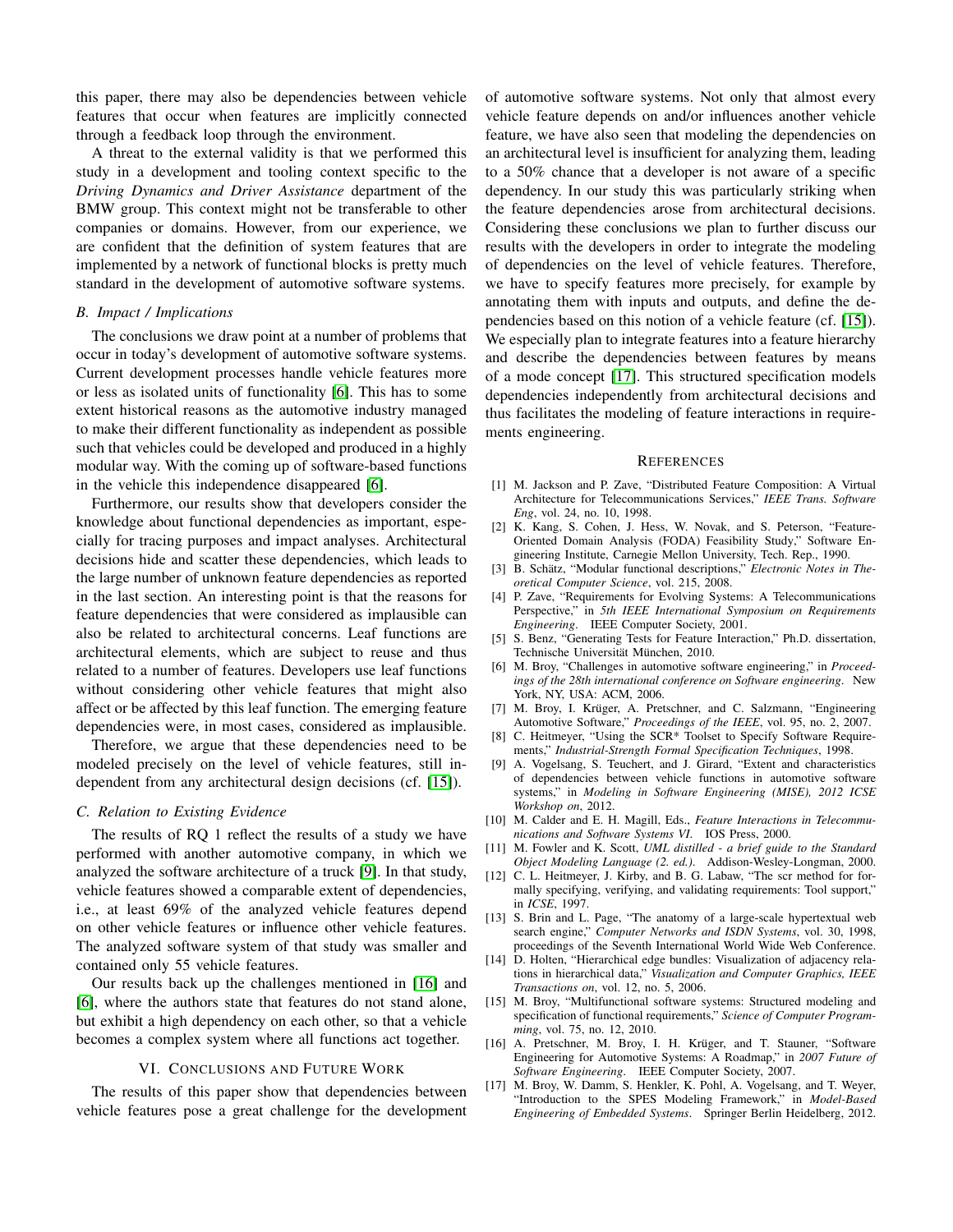this paper, there may also be dependencies between vehicle features that occur when features are implicitly connected through a feedback loop through the environment.

A threat to the external validity is that we performed this study in a development and tooling context specific to the *Driving Dynamics and Driver Assistance* department of the BMW group. This context might not be transferable to other companies or domains. However, from our experience, we are confident that the definition of system features that are implemented by a network of functional blocks is pretty much standard in the development of automotive software systems.

### B. Impact / Implications

The conclusions we draw point at a number of problems that occur in today's development of automotive software systems. Current development processes handle vehicle features more or less as isolated units of functionality [6]. This has to some extent historical reasons as the automotive industry managed to make their different functionality as independent as possible such that vehicles could be developed and produced in a highly modular way. With the coming up of software-based functions in the vehicle this independence disappeared [6].

Furthermore, our results show that developers consider the knowledge about functional dependencies as important, especially for tracing purposes and impact analyses. Architectural decisions hide and scatter these dependencies, which leads to the large number of unknown feature dependencies as reported in the last section. An interesting point is that the reasons for feature dependencies that were considered as implausible can also be related to architectural concerns. Leaf functions are architectural elements, which are subject to reuse and thus related to a number of features. Developers use leaf functions without considering other vehicle features that might also affect or be affected by this leaf function. The emerging feature dependencies were, in most cases, considered as implausible.

Therefore, we argue that these dependencies need to be modeled precisely on the level of vehicle features, still independent from any architectural design decisions (cf. [15]).

### C. Relation to Existing Evidence

The results of RQ 1 reflect the results of a study we have performed with another automotive company, in which we analyzed the software architecture of a truck [9]. In that study, vehicle features showed a comparable extent of dependencies, i.e., at least 69% of the analyzed vehicle features depend on other vehicle features or influence other vehicle features. The analyzed software system of that study was smaller and contained only 55 vehicle features.

Our results back up the challenges mentioned in [16] and [6], where the authors state that features do not stand alone, but exhibit a high dependency on each other, so that a vehicle becomes a complex system where all functions act together.

## VI. Conclusions and Future Work

The results of this paper show that dependencies between vehicle features pose a great challenge for the development of automotive software systems. Not only that almost every vehicle feature depends on and/or influences another vehicle feature, we have also seen that modeling the dependencies on an architectural level is insufficient for analyzing them, leading to a 50% chance that a developer is not aware of a specific dependency. In our study this was particularly striking when the feature dependencies arose from architectural decisions. Considering these conclusions we plan to further discuss our results with the developers in order to integrate the modeling of dependencies on the level of vehicle features. Therefore, we have to specify features more precisely, for example by annotating them with inputs and outputs, and define the dependencies based on this notion of a vehicle feature (cf. [15]). We especially plan to integrate features into a feature hierarchy and describe the dependencies between features by means of a mode concept [17]. This structured specification models dependencies independently from architectural decisions and thus facilitates the modeling of feature interactions in requirements engineering.

## References

[1] M. Jackson and P. Zave, "Distributed Feature Composition: A Virtual Architecture for Telecommunications Services," *IEEE Trans. Software Eng*, vol. 24, no. 10, 1998.

[2] K. Kang, S. Cohen, J. Hess, W. Novak, and S. Peterson, "Feature-Oriented Domain Analysis (FODA) Feasibility Study," Software Engineering Institute, Carnegie Mellon University, Tech. Rep., 1990.

[3] B. Schätz, "Modular functional descriptions," *Electronic Notes in Theoretical Computer Science*, vol. 215, 2008.

[4] P. Zave, "Requirements for Evolving Systems: A Telecommunications Perspective," in *5th IEEE International Symposium on Requirements Engineering*. IEEE Computer Society, 2001.

[5] S. Benz, "Generating Tests for Feature Interaction," Ph.D. dissertation, Technische Universität München, 2010.

[6] M. Broy, "Challenges in automotive software engineering," in *Proceedings of the 28th international conference on Software engineering*. New York, NY, USA: ACM, 2006.

[7] M. Broy, I. Krüger, A. Pretschner, and C. Salzmann, "Engineering Automotive Software," *Proceedings of the IEEE*, vol. 95, no. 2, 2007.

[8] C. Heitmeyer, "Using the SCR* Toolset to Specify Software Requirements," *Industrial-Strength Formal Specification Techniques*, 1998.

[9] A. Vogelsang, S. Teuchert, and J. Girard, "Extent and characteristics of dependencies between vehicle functions in automotive software systems," in *Modeling in Software Engineering (MISE), 2012 ICSE Workshop on*, 2012.

[10] M. Calder and E. H. Magill, Eds., *Feature Interactions in Telecommunications and Software Systems VI*. IOS Press, 2000.

[11] M. Fowler and K. Scott, *UML distilled - a brief guide to the Standard Object Modeling Language (2. ed.)*. Addison-Wesley-Longman, 2000.

[12] C. L. Heitmeyer, J. Kirby, and B. G. Labaw, "The scr method for formally specifying, verifying, and validating requirements: Tool support," in *ICSE*, 1997.

[13] S. Brin and L. Page, "The anatomy of a large-scale hypertextual web search engine," *Computer Networks and ISDN Systems*, vol. 30, 1998, proceedings of the Seventh International World Wide Web Conference.

[14] D. Holten, "Hierarchical edge bundles: Visualization of adjacency relations in hierarchical data," *Visualization and Computer Graphics, IEEE Transactions on*, vol. 12, no. 5, 2006.

[15] M. Broy, "Multifunctional software systems: Structured modeling and specification of functional requirements," *Science of Computer Programming*, vol. 75, no. 12, 2010.

[16] A. Pretschner, M. Broy, I. H. Krüger, and T. Stauner, "Software Engineering for Automotive Systems: A Roadmap," in *2007 Future of Software Engineering*. IEEE Computer Society, 2007.

[17] M. Broy, W. Damm, S. Henkler, K. Pohl, A. Vogelsang, and T. Weyer, "Introduction to the SPES Modeling Framework," in *Model-Based Engineering of Embedded Systems*. Springer Berlin Heidelberg, 2012.